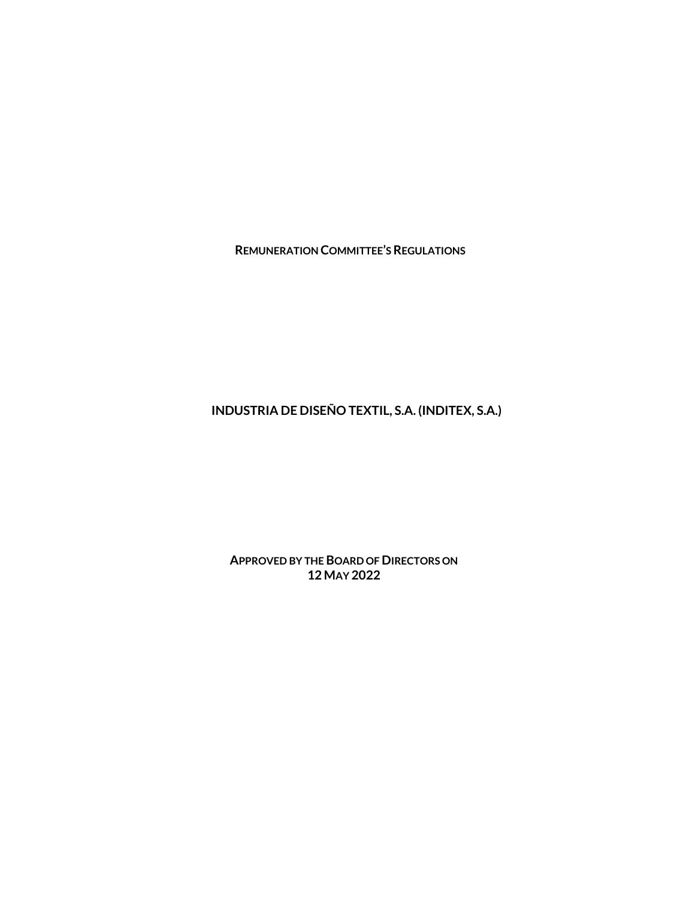# REMUNERATION COMMITTEE'S REGULATIONS

# INDUSTRIA DE DISEÑO TEXTIL, S.A. (INDITEX, S.A.)

**APPROVED BY THE BOARD OF DIRECTORS ON**
**12 MAY 2022**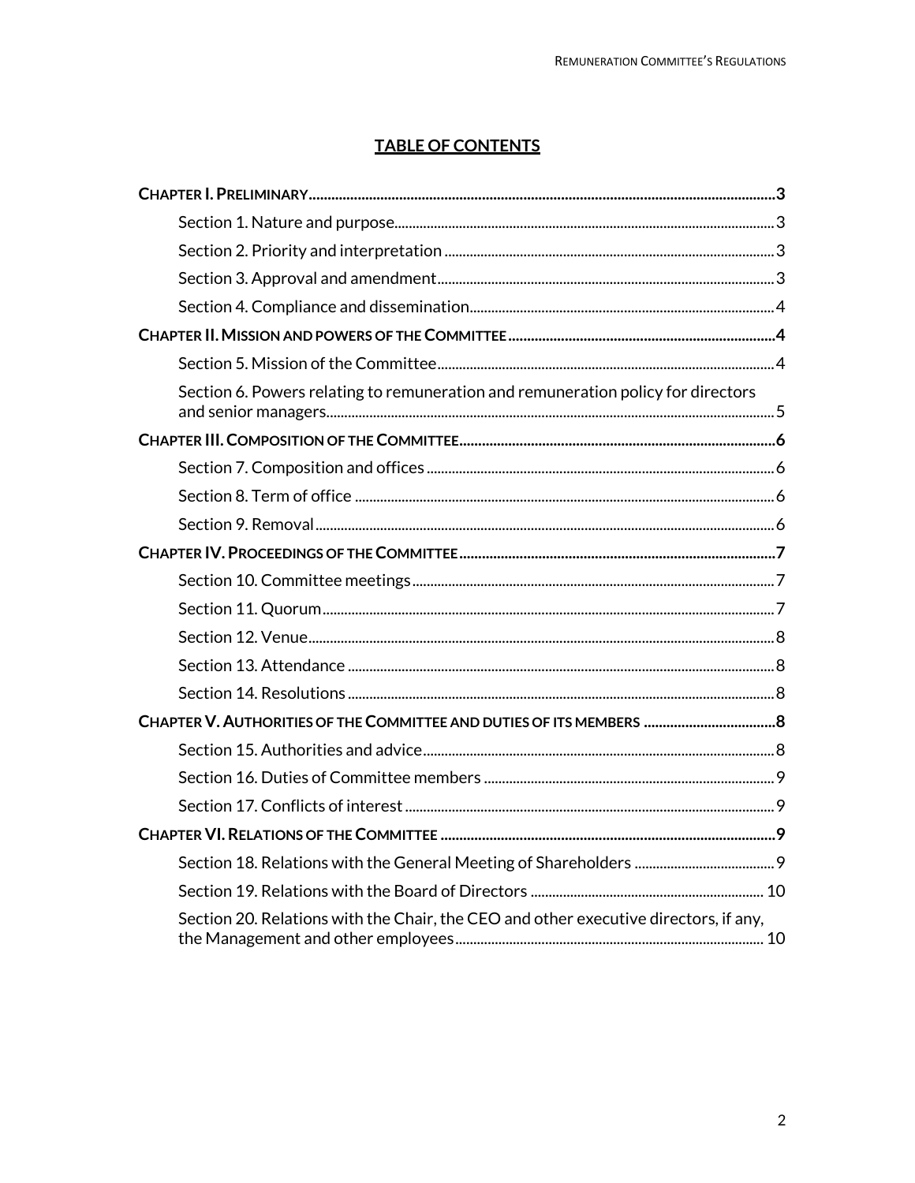## TABLE OF CONTENTS

**CHAPTER I. PRELIMINARY** ........ **3**

- Section 1. Nature and purpose ........ 3
- Section 2. Priority and interpretation ........ 3
- Section 3. Approval and amendment ........ 3
- Section 4. Compliance and dissemination ........ 4

**CHAPTER II. MISSION AND POWERS OF THE COMMITTEE** ........ **4**

- Section 5. Mission of the Committee ........ 4
- Section 6. Powers relating to remuneration and remuneration policy for directors and senior managers ........ 5

**CHAPTER III. COMPOSITION OF THE COMMITTEE** ........ **6**

- Section 7. Composition and offices ........ 6
- Section 8. Term of office ........ 6
- Section 9. Removal ........ 6

**CHAPTER IV. PROCEEDINGS OF THE COMMITTEE** ........ **7**

- Section 10. Committee meetings ........ 7
- Section 11. Quorum ........ 7
- Section 12. Venue ........ 8
- Section 13. Attendance ........ 8
- Section 14. Resolutions ........ 8

**CHAPTER V. AUTHORITIES OF THE COMMITTEE AND DUTIES OF ITS MEMBERS** ........ **8**

- Section 15. Authorities and advice ........ 8
- Section 16. Duties of Committee members ........ 9
- Section 17. Conflicts of interest ........ 9

**CHAPTER VI. RELATIONS OF THE COMMITTEE** ........ **9**

- Section 18. Relations with the General Meeting of Shareholders ........ 9
- Section 19. Relations with the Board of Directors ........ 10
- Section 20. Relations with the Chair, the CEO and other executive directors, if any, the Management and other employees ........ 10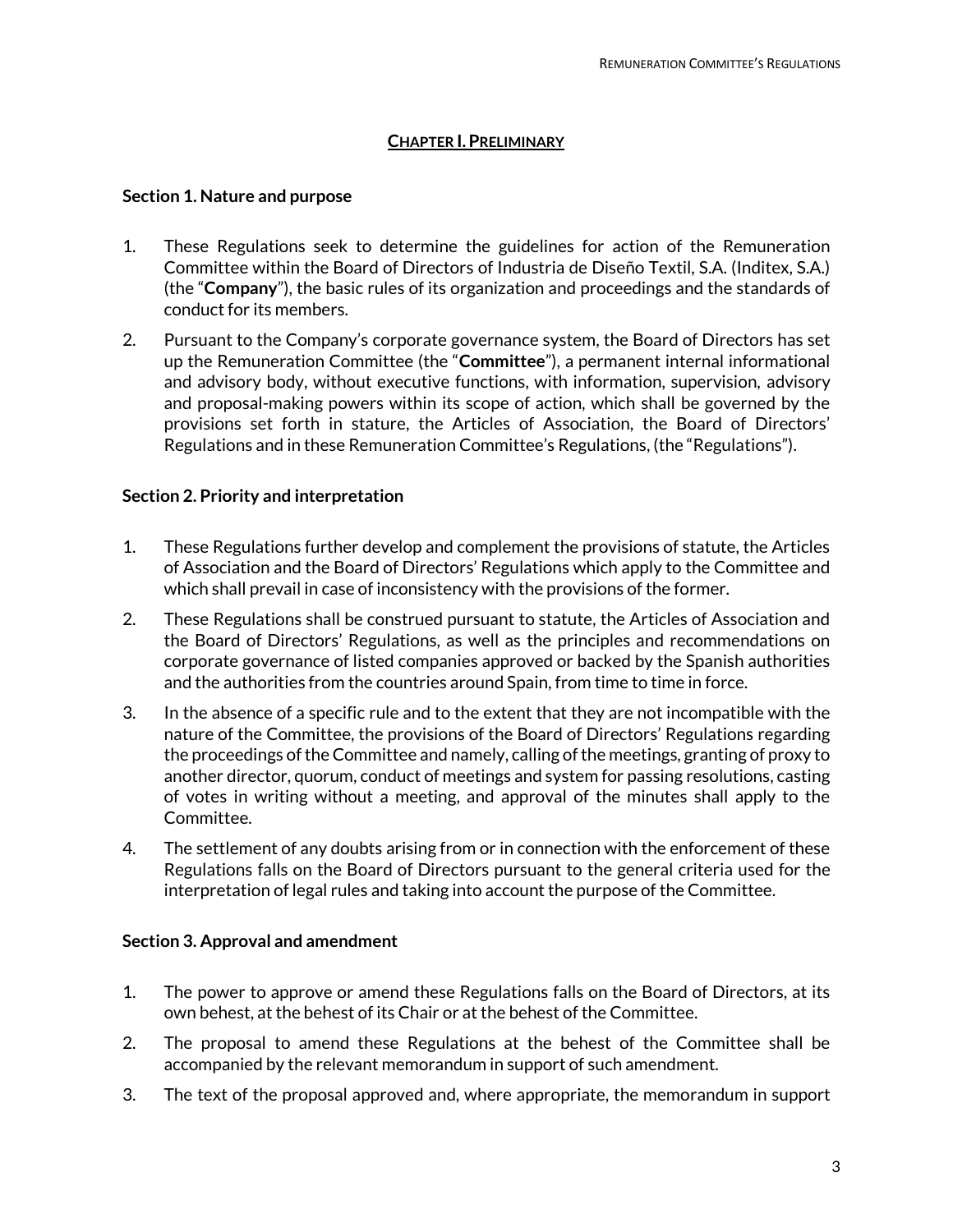## CHAPTER I. PRELIMINARY

### Section 1. Nature and purpose

1. These Regulations seek to determine the guidelines for action of the Remuneration Committee within the Board of Directors of Industria de Diseño Textil, S.A. (Inditex, S.A.) (the "**Company**"), the basic rules of its organization and proceedings and the standards of conduct for its members.
2. Pursuant to the Company's corporate governance system, the Board of Directors has set up the Remuneration Committee (the "**Committee**"), a permanent internal informational and advisory body, without executive functions, with information, supervision, advisory and proposal-making powers within its scope of action, which shall be governed by the provisions set forth in stature, the Articles of Association, the Board of Directors' Regulations and in these Remuneration Committee's Regulations, (the "Regulations").

### Section 2. Priority and interpretation

1. These Regulations further develop and complement the provisions of statute, the Articles of Association and the Board of Directors' Regulations which apply to the Committee and which shall prevail in case of inconsistency with the provisions of the former.
2. These Regulations shall be construed pursuant to statute, the Articles of Association and the Board of Directors' Regulations, as well as the principles and recommendations on corporate governance of listed companies approved or backed by the Spanish authorities and the authorities from the countries around Spain, from time to time in force.
3. In the absence of a specific rule and to the extent that they are not incompatible with the nature of the Committee, the provisions of the Board of Directors' Regulations regarding the proceedings of the Committee and namely, calling of the meetings, granting of proxy to another director, quorum, conduct of meetings and system for passing resolutions, casting of votes in writing without a meeting, and approval of the minutes shall apply to the Committee.
4. The settlement of any doubts arising from or in connection with the enforcement of these Regulations falls on the Board of Directors pursuant to the general criteria used for the interpretation of legal rules and taking into account the purpose of the Committee.

### Section 3. Approval and amendment

1. The power to approve or amend these Regulations falls on the Board of Directors, at its own behest, at the behest of its Chair or at the behest of the Committee.
2. The proposal to amend these Regulations at the behest of the Committee shall be accompanied by the relevant memorandum in support of such amendment.
3. The text of the proposal approved and, where appropriate, the memorandum in support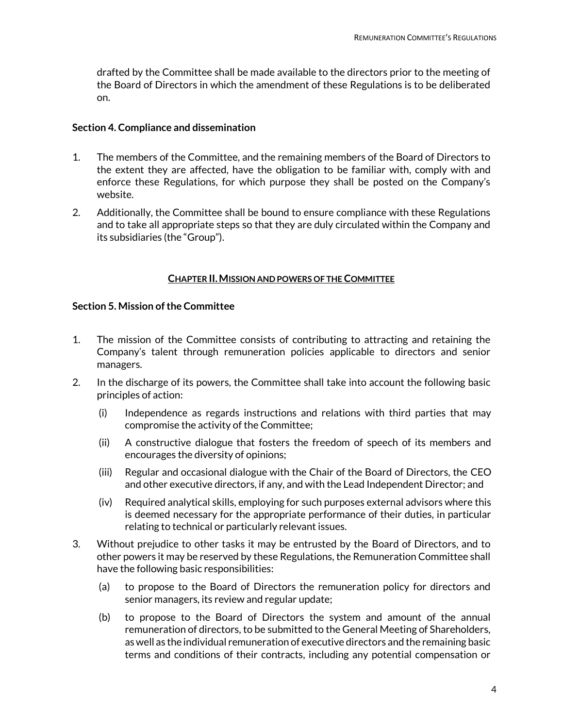drafted by the Committee shall be made available to the directors prior to the meeting of the Board of Directors in which the amendment of these Regulations is to be deliberated on.

### Section 4. Compliance and dissemination

1. The members of the Committee, and the remaining members of the Board of Directors to the extent they are affected, have the obligation to be familiar with, comply with and enforce these Regulations, for which purpose they shall be posted on the Company's website.
2. Additionally, the Committee shall be bound to ensure compliance with these Regulations and to take all appropriate steps so that they are duly circulated within the Company and its subsidiaries (the "Group").

## CHAPTER II. MISSION AND POWERS OF THE COMMITTEE

### Section 5. Mission of the Committee

1. The mission of the Committee consists of contributing to attracting and retaining the Company's talent through remuneration policies applicable to directors and senior managers.
2. In the discharge of its powers, the Committee shall take into account the following basic principles of action:
   - (i) Independence as regards instructions and relations with third parties that may compromise the activity of the Committee;
   - (ii) A constructive dialogue that fosters the freedom of speech of its members and encourages the diversity of opinions;
   - (iii) Regular and occasional dialogue with the Chair of the Board of Directors, the CEO and other executive directors, if any, and with the Lead Independent Director; and
   - (iv) Required analytical skills, employing for such purposes external advisors where this is deemed necessary for the appropriate performance of their duties, in particular relating to technical or particularly relevant issues.
3. Without prejudice to other tasks it may be entrusted by the Board of Directors, and to other powers it may be reserved by these Regulations, the Remuneration Committee shall have the following basic responsibilities:
   - (a) to propose to the Board of Directors the remuneration policy for directors and senior managers, its review and regular update;
   - (b) to propose to the Board of Directors the system and amount of the annual remuneration of directors, to be submitted to the General Meeting of Shareholders, as well as the individual remuneration of executive directors and the remaining basic terms and conditions of their contracts, including any potential compensation or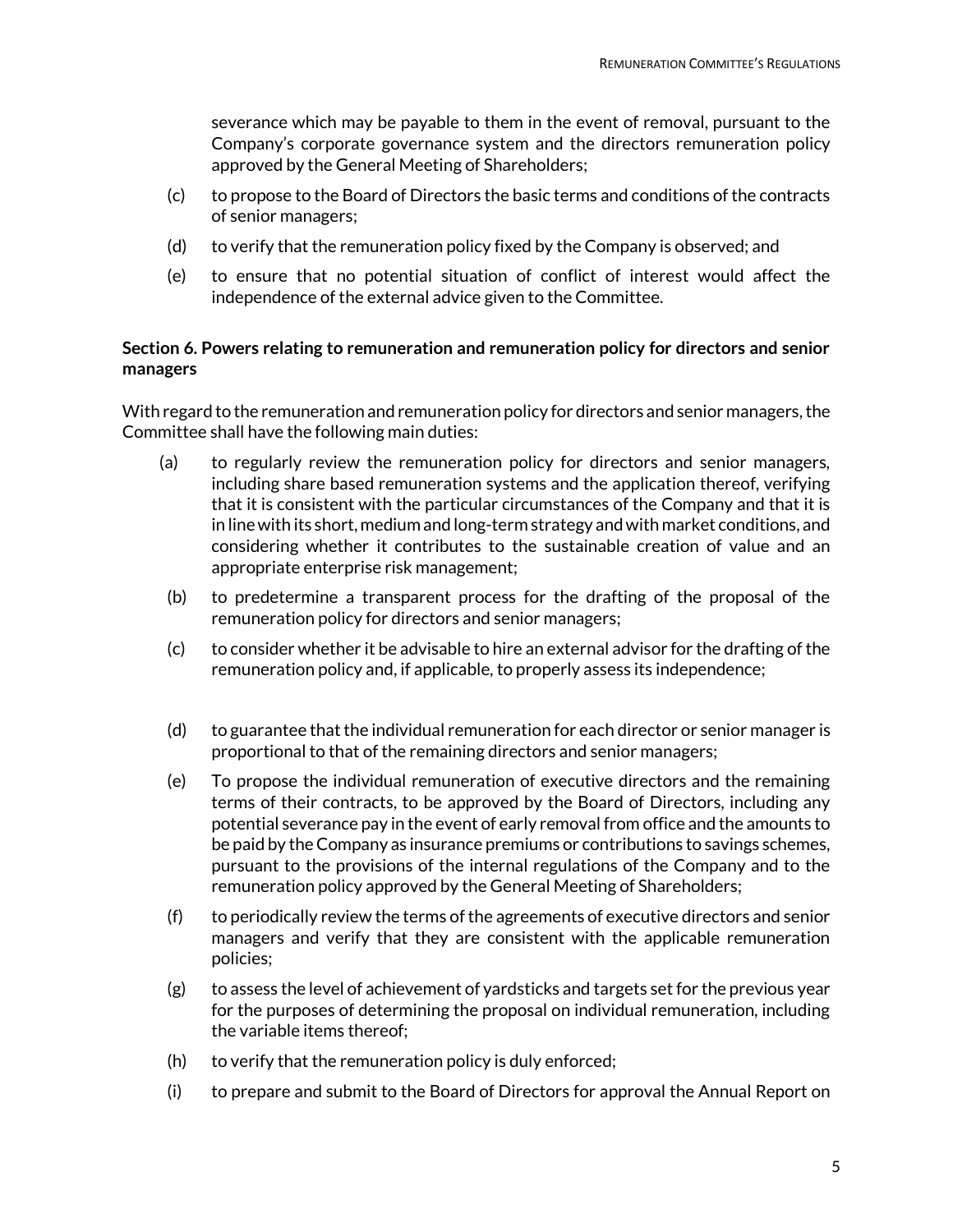severance which may be payable to them in the event of removal, pursuant to the Company's corporate governance system and the directors remuneration policy approved by the General Meeting of Shareholders;

(c) to propose to the Board of Directors the basic terms and conditions of the contracts of senior managers;

(d) to verify that the remuneration policy fixed by the Company is observed; and

(e) to ensure that no potential situation of conflict of interest would affect the independence of the external advice given to the Committee.

**Section 6. Powers relating to remuneration and remuneration policy for directors and senior managers**

With regard to the remuneration and remuneration policy for directors and senior managers, the Committee shall have the following main duties:

(a) to regularly review the remuneration policy for directors and senior managers, including share based remuneration systems and the application thereof, verifying that it is consistent with the particular circumstances of the Company and that it is in line with its short, medium and long-term strategy and with market conditions, and considering whether it contributes to the sustainable creation of value and an appropriate enterprise risk management;

(b) to predetermine a transparent process for the drafting of the proposal of the remuneration policy for directors and senior managers;

(c) to consider whether it be advisable to hire an external advisor for the drafting of the remuneration policy and, if applicable, to properly assess its independence;

(d) to guarantee that the individual remuneration for each director or senior manager is proportional to that of the remaining directors and senior managers;

(e) To propose the individual remuneration of executive directors and the remaining terms of their contracts, to be approved by the Board of Directors, including any potential severance pay in the event of early removal from office and the amounts to be paid by the Company as insurance premiums or contributions to savings schemes, pursuant to the provisions of the internal regulations of the Company and to the remuneration policy approved by the General Meeting of Shareholders;

(f) to periodically review the terms of the agreements of executive directors and senior managers and verify that they are consistent with the applicable remuneration policies;

(g) to assess the level of achievement of yardsticks and targets set for the previous year for the purposes of determining the proposal on individual remuneration, including the variable items thereof;

(h) to verify that the remuneration policy is duly enforced;

(i) to prepare and submit to the Board of Directors for approval the Annual Report on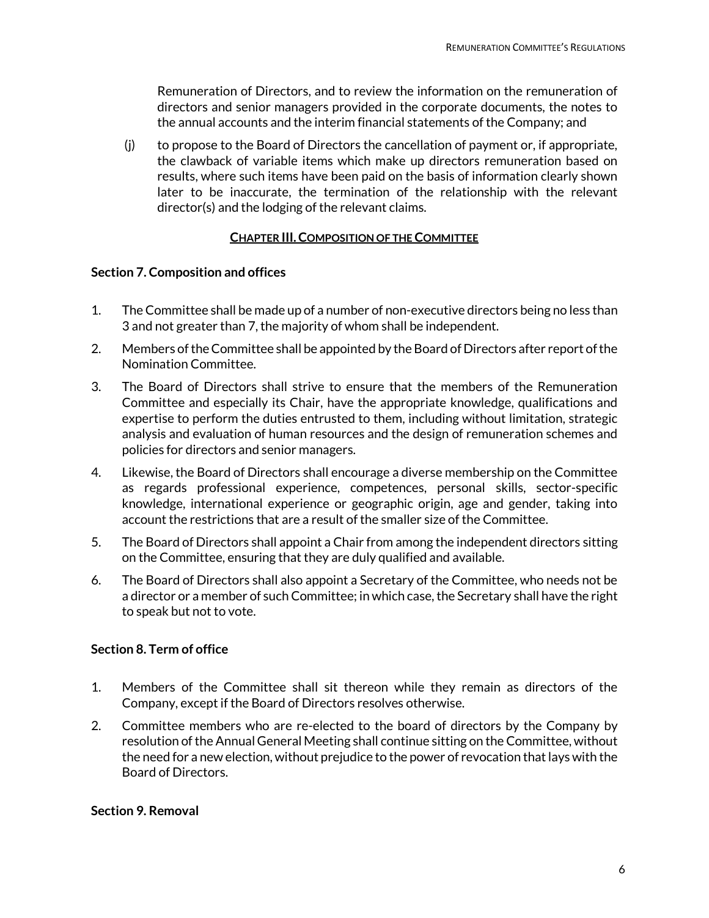Remuneration of Directors, and to review the information on the remuneration of directors and senior managers provided in the corporate documents, the notes to the annual accounts and the interim financial statements of the Company; and

(j) to propose to the Board of Directors the cancellation of payment or, if appropriate, the clawback of variable items which make up directors remuneration based on results, where such items have been paid on the basis of information clearly shown later to be inaccurate, the termination of the relationship with the relevant director(s) and the lodging of the relevant claims.

## CHAPTER III. COMPOSITION OF THE COMMITTEE

### Section 7. Composition and offices

1. The Committee shall be made up of a number of non-executive directors being no less than 3 and not greater than 7, the majority of whom shall be independent.
2. Members of the Committee shall be appointed by the Board of Directors after report of the Nomination Committee.
3. The Board of Directors shall strive to ensure that the members of the Remuneration Committee and especially its Chair, have the appropriate knowledge, qualifications and expertise to perform the duties entrusted to them, including without limitation, strategic analysis and evaluation of human resources and the design of remuneration schemes and policies for directors and senior managers.
4. Likewise, the Board of Directors shall encourage a diverse membership on the Committee as regards professional experience, competences, personal skills, sector-specific knowledge, international experience or geographic origin, age and gender, taking into account the restrictions that are a result of the smaller size of the Committee.
5. The Board of Directors shall appoint a Chair from among the independent directors sitting on the Committee, ensuring that they are duly qualified and available.
6. The Board of Directors shall also appoint a Secretary of the Committee, who needs not be a director or a member of such Committee; in which case, the Secretary shall have the right to speak but not to vote.

### Section 8. Term of office

1. Members of the Committee shall sit thereon while they remain as directors of the Company, except if the Board of Directors resolves otherwise.
2. Committee members who are re-elected to the board of directors by the Company by resolution of the Annual General Meeting shall continue sitting on the Committee, without the need for a new election, without prejudice to the power of revocation that lays with the Board of Directors.

### Section 9. Removal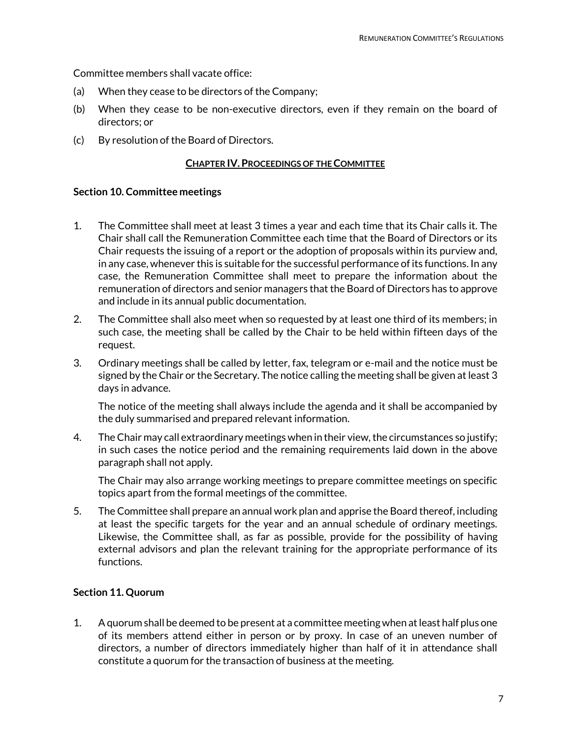Committee members shall vacate office:

(a) When they cease to be directors of the Company;

(b) When they cease to be non-executive directors, even if they remain on the board of directors; or

(c) By resolution of the Board of Directors.

## CHAPTER IV. PROCEEDINGS OF THE COMMITTEE

### Section 10. Committee meetings

1. The Committee shall meet at least 3 times a year and each time that its Chair calls it. The Chair shall call the Remuneration Committee each time that the Board of Directors or its Chair requests the issuing of a report or the adoption of proposals within its purview and, in any case, whenever this is suitable for the successful performance of its functions. In any case, the Remuneration Committee shall meet to prepare the information about the remuneration of directors and senior managers that the Board of Directors has to approve and include in its annual public documentation.

2. The Committee shall also meet when so requested by at least one third of its members; in such case, the meeting shall be called by the Chair to be held within fifteen days of the request.

3. Ordinary meetings shall be called by letter, fax, telegram or e-mail and the notice must be signed by the Chair or the Secretary. The notice calling the meeting shall be given at least 3 days in advance.

   The notice of the meeting shall always include the agenda and it shall be accompanied by the duly summarised and prepared relevant information.

4. The Chair may call extraordinary meetings when in their view, the circumstances so justify; in such cases the notice period and the remaining requirements laid down in the above paragraph shall not apply.

   The Chair may also arrange working meetings to prepare committee meetings on specific topics apart from the formal meetings of the committee.

5. The Committee shall prepare an annual work plan and apprise the Board thereof, including at least the specific targets for the year and an annual schedule of ordinary meetings. Likewise, the Committee shall, as far as possible, provide for the possibility of having external advisors and plan the relevant training for the appropriate performance of its functions.

### Section 11. Quorum

1. A quorum shall be deemed to be present at a committee meeting when at least half plus one of its members attend either in person or by proxy. In case of an uneven number of directors, a number of directors immediately higher than half of it in attendance shall constitute a quorum for the transaction of business at the meeting.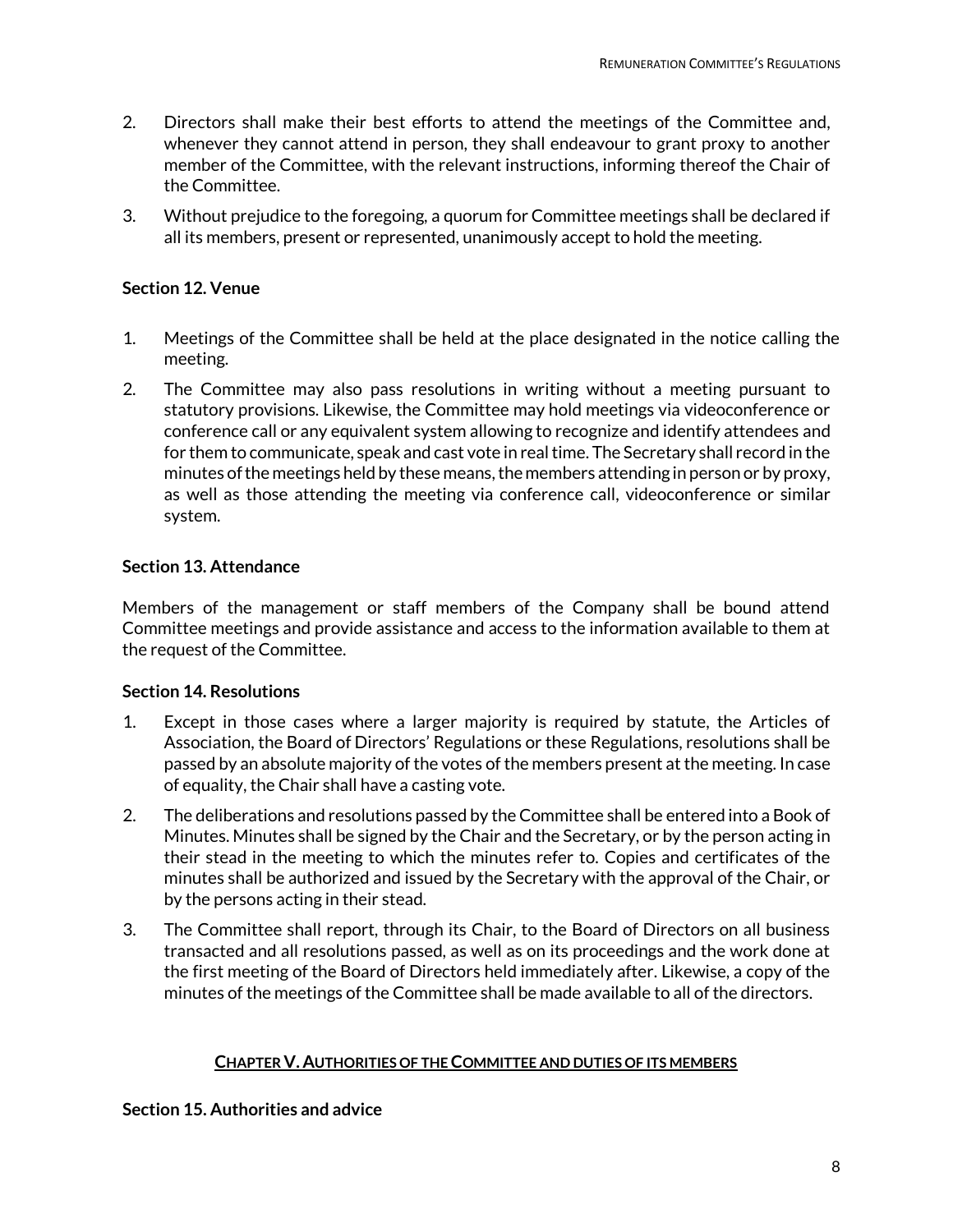2. Directors shall make their best efforts to attend the meetings of the Committee and, whenever they cannot attend in person, they shall endeavour to grant proxy to another member of the Committee, with the relevant instructions, informing thereof the Chair of the Committee.
3. Without prejudice to the foregoing, a quorum for Committee meetings shall be declared if all its members, present or represented, unanimously accept to hold the meeting.

### Section 12. Venue

1. Meetings of the Committee shall be held at the place designated in the notice calling the meeting.
2. The Committee may also pass resolutions in writing without a meeting pursuant to statutory provisions. Likewise, the Committee may hold meetings via videoconference or conference call or any equivalent system allowing to recognize and identify attendees and for them to communicate, speak and cast vote in real time. The Secretary shall record in the minutes of the meetings held by these means, the members attending in person or by proxy, as well as those attending the meeting via conference call, videoconference or similar system.

### Section 13. Attendance

Members of the management or staff members of the Company shall be bound attend Committee meetings and provide assistance and access to the information available to them at the request of the Committee.

### Section 14. Resolutions

1. Except in those cases where a larger majority is required by statute, the Articles of Association, the Board of Directors' Regulations or these Regulations, resolutions shall be passed by an absolute majority of the votes of the members present at the meeting. In case of equality, the Chair shall have a casting vote.
2. The deliberations and resolutions passed by the Committee shall be entered into a Book of Minutes. Minutes shall be signed by the Chair and the Secretary, or by the person acting in their stead in the meeting to which the minutes refer to. Copies and certificates of the minutes shall be authorized and issued by the Secretary with the approval of the Chair, or by the persons acting in their stead.
3. The Committee shall report, through its Chair, to the Board of Directors on all business transacted and all resolutions passed, as well as on its proceedings and the work done at the first meeting of the Board of Directors held immediately after. Likewise, a copy of the minutes of the meetings of the Committee shall be made available to all of the directors.

## CHAPTER V. AUTHORITIES OF THE COMMITTEE AND DUTIES OF ITS MEMBERS

### Section 15. Authorities and advice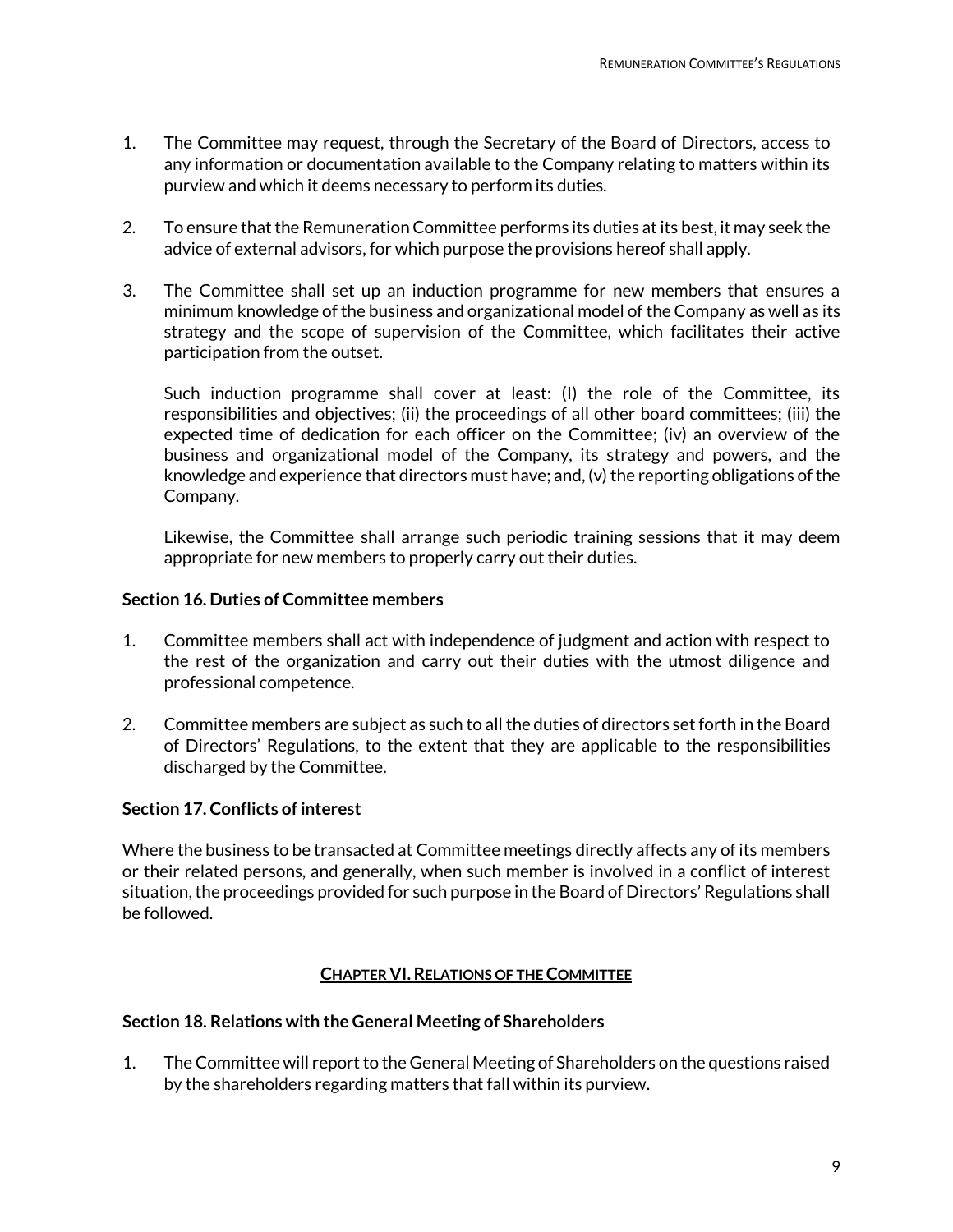1. The Committee may request, through the Secretary of the Board of Directors, access to any information or documentation available to the Company relating to matters within its purview and which it deems necessary to perform its duties.

2. To ensure that the Remuneration Committee performs its duties at its best, it may seek the advice of external advisors, for which purpose the provisions hereof shall apply.

3. The Committee shall set up an induction programme for new members that ensures a minimum knowledge of the business and organizational model of the Company as well as its strategy and the scope of supervision of the Committee, which facilitates their active participation from the outset.

   Such induction programme shall cover at least: (I) the role of the Committee, its responsibilities and objectives; (ii) the proceedings of all other board committees; (iii) the expected time of dedication for each officer on the Committee; (iv) an overview of the business and organizational model of the Company, its strategy and powers, and the knowledge and experience that directors must have; and, (v) the reporting obligations of the Company.

   Likewise, the Committee shall arrange such periodic training sessions that it may deem appropriate for new members to properly carry out their duties.

**Section 16. Duties of Committee members**

1. Committee members shall act with independence of judgment and action with respect to the rest of the organization and carry out their duties with the utmost diligence and professional competence.

2. Committee members are subject as such to all the duties of directors set forth in the Board of Directors' Regulations, to the extent that they are applicable to the responsibilities discharged by the Committee.

**Section 17. Conflicts of interest**

Where the business to be transacted at Committee meetings directly affects any of its members or their related persons, and generally, when such member is involved in a conflict of interest situation, the proceedings provided for such purpose in the Board of Directors' Regulations shall be followed.

## CHAPTER VI. RELATIONS OF THE COMMITTEE

**Section 18. Relations with the General Meeting of Shareholders**

1. The Committee will report to the General Meeting of Shareholders on the questions raised by the shareholders regarding matters that fall within its purview.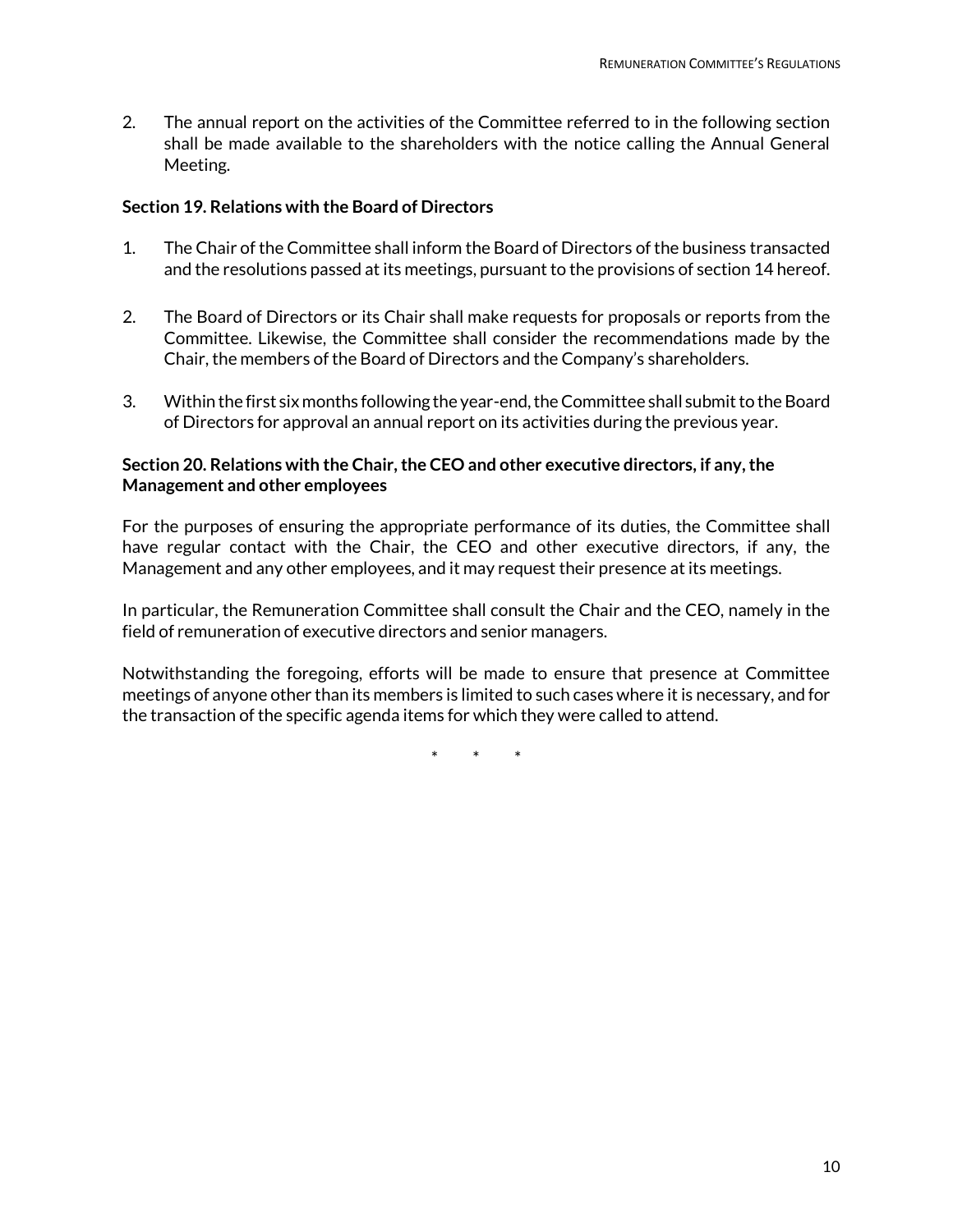2. The annual report on the activities of the Committee referred to in the following section shall be made available to the shareholders with the notice calling the Annual General Meeting.

**Section 19. Relations with the Board of Directors**

1. The Chair of the Committee shall inform the Board of Directors of the business transacted and the resolutions passed at its meetings, pursuant to the provisions of section 14 hereof.

2. The Board of Directors or its Chair shall make requests for proposals or reports from the Committee. Likewise, the Committee shall consider the recommendations made by the Chair, the members of the Board of Directors and the Company's shareholders.

3. Within the first six months following the year-end, the Committee shall submit to the Board of Directors for approval an annual report on its activities during the previous year.

**Section 20. Relations with the Chair, the CEO and other executive directors, if any, the Management and other employees**

For the purposes of ensuring the appropriate performance of its duties, the Committee shall have regular contact with the Chair, the CEO and other executive directors, if any, the Management and any other employees, and it may request their presence at its meetings.

In particular, the Remuneration Committee shall consult the Chair and the CEO, namely in the field of remuneration of executive directors and senior managers.

Notwithstanding the foregoing, efforts will be made to ensure that presence at Committee meetings of anyone other than its members is limited to such cases where it is necessary, and for the transaction of the specific agenda items for which they were called to attend.

\* \* \*